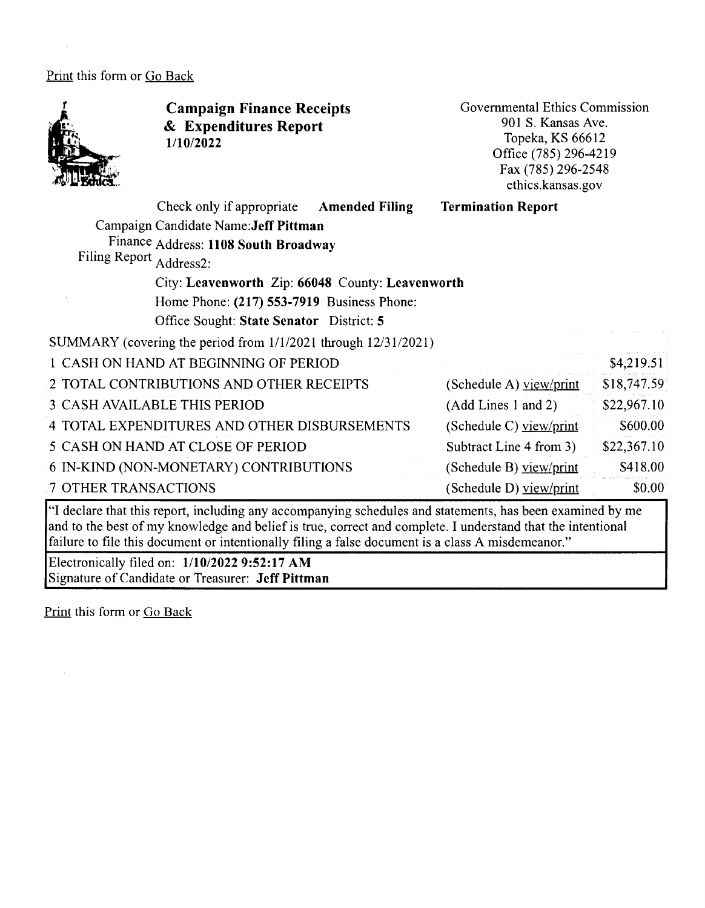Print this form or Go Back

# Campaign Finance Receipts & Expenditures Report
1/10/2022

Governmental Ethics Commission
901 S. Kansas Ave.
Topeka, KS 66612
Office (785) 296-4219
Fax (785) 296-2548
ethics.kansas.gov

Check only if appropriate **Amended Filing** **Termination Report**

Campaign Finance Filing Report

Candidate Name: **Jeff Pittman**
Address: **1108 South Broadway**
Address2:
City: **Leavenworth** Zip: **66048** County: **Leavenworth**
Home Phone: **(217) 553-7919** Business Phone:
Office Sought: **State Senator** District: **5**

SUMMARY (covering the period from 1/1/2021 through 12/31/2021)

| | | |
|---|---|---|
| 1 CASH ON HAND AT BEGINNING OF PERIOD | | $4,219.51 |
| 2 TOTAL CONTRIBUTIONS AND OTHER RECEIPTS | (Schedule A) view/print | $18,747.59 |
| 3 CASH AVAILABLE THIS PERIOD | (Add Lines 1 and 2) | $22,967.10 |
| 4 TOTAL EXPENDITURES AND OTHER DISBURSEMENTS | (Schedule C) view/print | $600.00 |
| 5 CASH ON HAND AT CLOSE OF PERIOD | Subtract Line 4 from 3) | $22,367.10 |
| 6 IN-KIND (NON-MONETARY) CONTRIBUTIONS | (Schedule B) view/print | $418.00 |
| 7 OTHER TRANSACTIONS | (Schedule D) view/print | $0.00 |

"I declare that this report, including any accompanying schedules and statements, has been examined by me and to the best of my knowledge and belief is true, correct and complete. I understand that the intentional failure to file this document or intentionally filing a false document is a class A misdemeanor."

Electronically filed on: **1/10/2022 9:52:17 AM**
Signature of Candidate or Treasurer: **Jeff Pittman**

Print this form or Go Back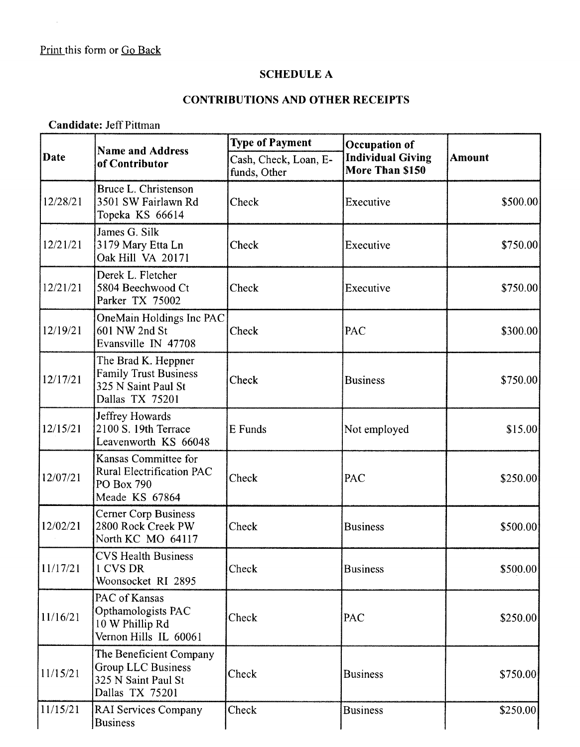Print this form or Go Back

## SCHEDULE A

## CONTRIBUTIONS AND OTHER RECEIPTS

**Candidate:** Jeff Pittman

| Date | Name and Address of Contributor | Type of Payment<br>Cash, Check, Loan, E-funds, Other | Occupation of Individual Giving More Than $150 | Amount |
|---|---|---|---|---|
| 12/28/21 | Bruce L. Christenson<br>3501 SW Fairlawn Rd<br>Topeka KS 66614 | Check | Executive | $500.00 |
| 12/21/21 | James G. Silk<br>3179 Mary Etta Ln<br>Oak Hill VA 20171 | Check | Executive | $750.00 |
| 12/21/21 | Derek L. Fletcher<br>5804 Beechwood Ct<br>Parker TX 75002 | Check | Executive | $750.00 |
| 12/19/21 | OneMain Holdings Inc PAC<br>601 NW 2nd St<br>Evansville IN 47708 | Check | PAC | $300.00 |
| 12/17/21 | The Brad K. Heppner Family Trust Business<br>325 N Saint Paul St<br>Dallas TX 75201 | Check | Business | $750.00 |
| 12/15/21 | Jeffrey Howards<br>2100 S. 19th Terrace<br>Leavenworth KS 66048 | E Funds | Not employed | $15.00 |
| 12/07/21 | Kansas Committee for Rural Electrification PAC<br>PO Box 790<br>Meade KS 67864 | Check | PAC | $250.00 |
| 12/02/21 | Cerner Corp Business<br>2800 Rock Creek PW<br>North KC MO 64117 | Check | Business | $500.00 |
| 11/17/21 | CVS Health Business<br>1 CVS DR<br>Woonsocket RI 2895 | Check | Business | $500.00 |
| 11/16/21 | PAC of Kansas Opthamologists PAC<br>10 W Phillip Rd<br>Vernon Hills IL 60061 | Check | PAC | $250.00 |
| 11/15/21 | The Beneficient Company Group LLC Business<br>325 N Saint Paul St<br>Dallas TX 75201 | Check | Business | $750.00 |
| 11/15/21 | RAI Services Company Business | Check | Business | $250.00 |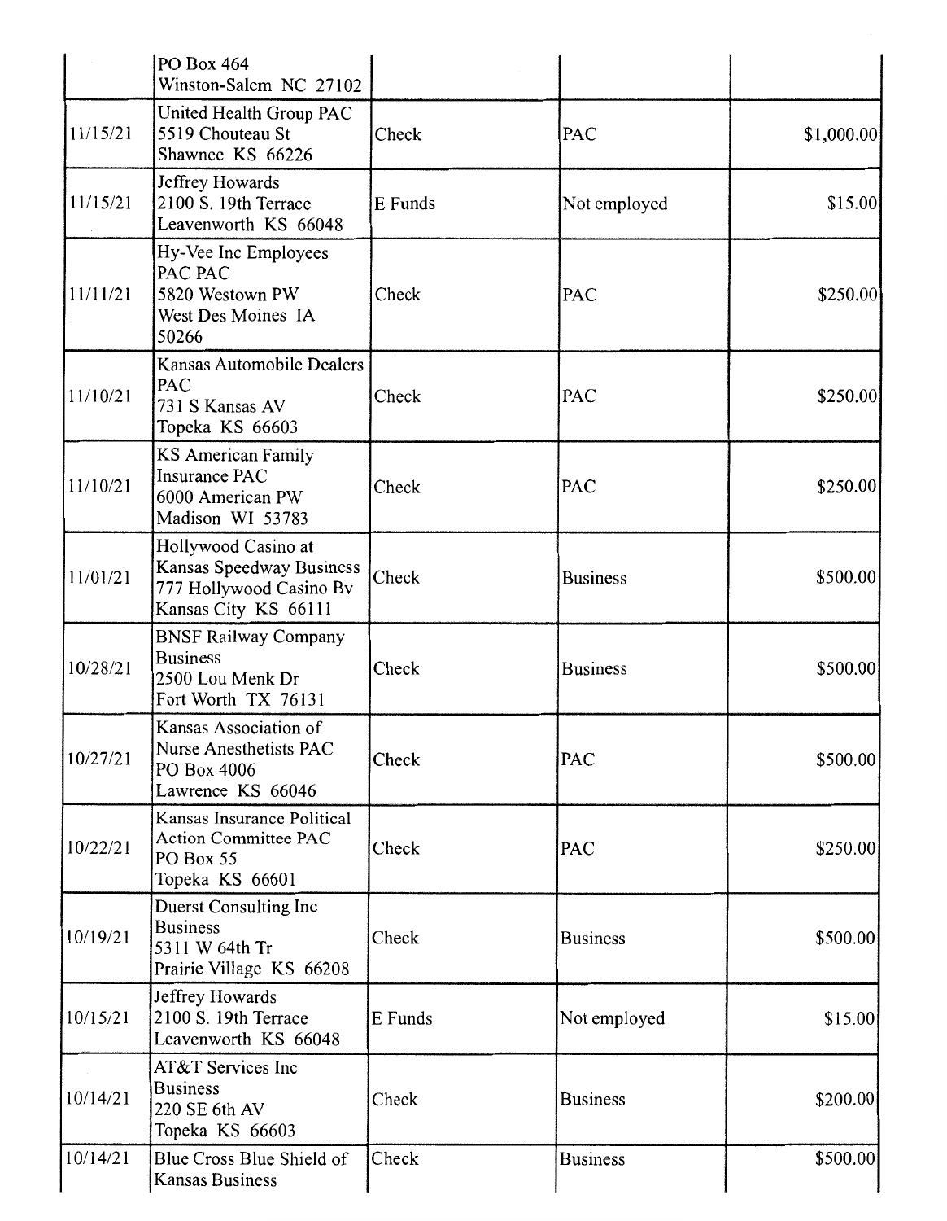| | | | | |
|---|---|---|---|---|
| | PO Box 464<br>Winston-Salem NC 27102 | | | |
| 11/15/21 | United Health Group PAC<br>5519 Chouteau St<br>Shawnee KS 66226 | Check | PAC | $1,000.00 |
| 11/15/21 | Jeffrey Howards<br>2100 S. 19th Terrace<br>Leavenworth KS 66048 | E Funds | Not employed | $15.00 |
| 11/11/21 | Hy-Vee Inc Employees PAC PAC<br>5820 Westown PW<br>West Des Moines IA 50266 | Check | PAC | $250.00 |
| 11/10/21 | Kansas Automobile Dealers PAC<br>731 S Kansas AV<br>Topeka KS 66603 | Check | PAC | $250.00 |
| 11/10/21 | KS American Family Insurance PAC<br>6000 American PW<br>Madison WI 53783 | Check | PAC | $250.00 |
| 11/01/21 | Hollywood Casino at Kansas Speedway Business<br>777 Hollywood Casino Bv<br>Kansas City KS 66111 | Check | Business | $500.00 |
| 10/28/21 | BNSF Railway Company Business<br>2500 Lou Menk Dr<br>Fort Worth TX 76131 | Check | Business | $500.00 |
| 10/27/21 | Kansas Association of Nurse Anesthetists PAC<br>PO Box 4006<br>Lawrence KS 66046 | Check | PAC | $500.00 |
| 10/22/21 | Kansas Insurance Political Action Committee PAC<br>PO Box 55<br>Topeka KS 66601 | Check | PAC | $250.00 |
| 10/19/21 | Duerst Consulting Inc Business<br>5311 W 64th Tr<br>Prairie Village KS 66208 | Check | Business | $500.00 |
| 10/15/21 | Jeffrey Howards<br>2100 S. 19th Terrace<br>Leavenworth KS 66048 | E Funds | Not employed | $15.00 |
| 10/14/21 | AT&T Services Inc Business<br>220 SE 6th AV<br>Topeka KS 66603 | Check | Business | $200.00 |
| 10/14/21 | Blue Cross Blue Shield of Kansas Business | Check | Business | $500.00 |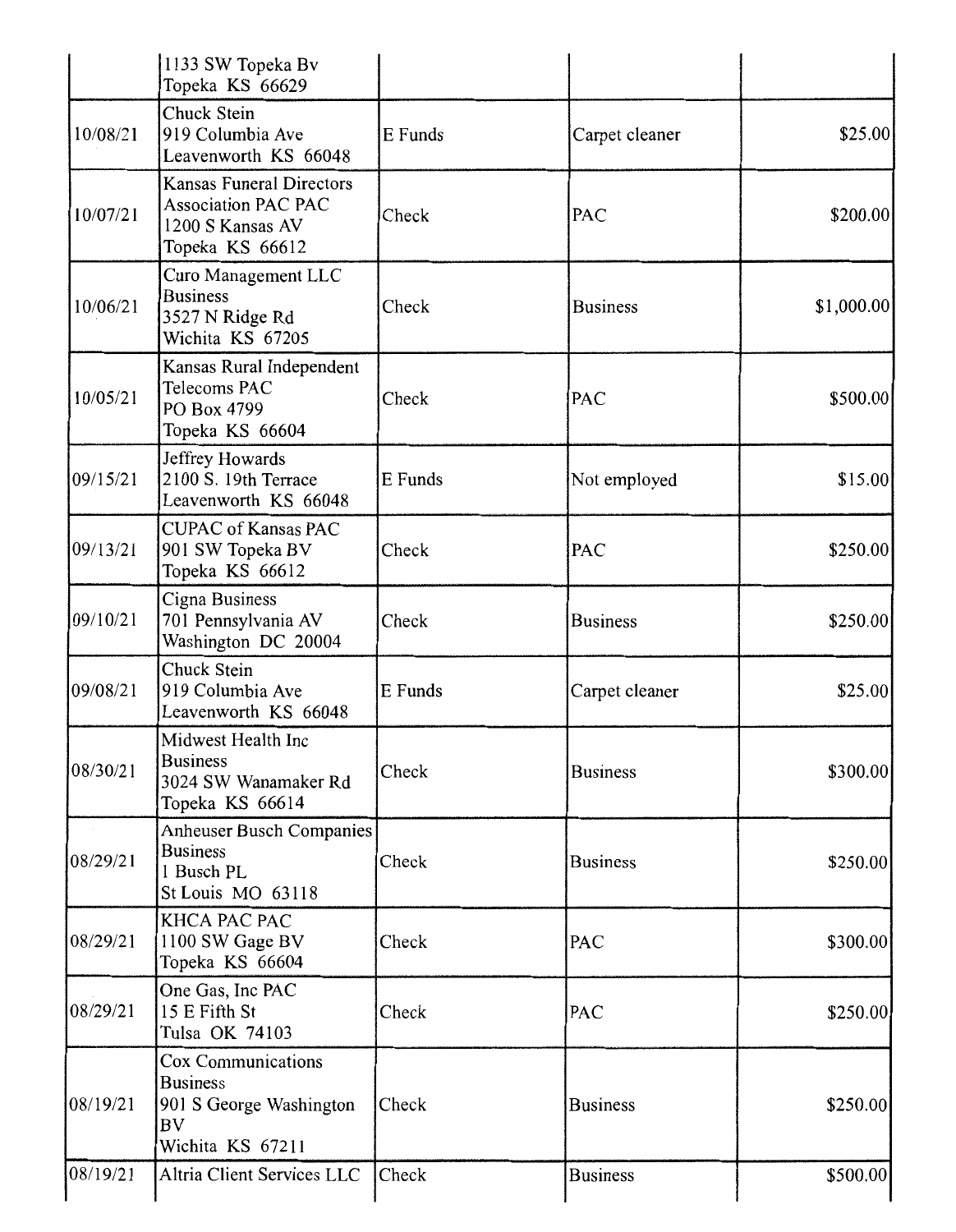| | | | | |
|---|---|---|---|---|
| | 1133 SW Topeka Bv<br>Topeka KS 66629 | | | |
| 10/08/21 | Chuck Stein<br>919 Columbia Ave<br>Leavenworth KS 66048 | E Funds | Carpet cleaner | $25.00 |
| 10/07/21 | Kansas Funeral Directors Association PAC PAC<br>1200 S Kansas AV<br>Topeka KS 66612 | Check | PAC | $200.00 |
| 10/06/21 | Curo Management LLC<br>Business<br>3527 N Ridge Rd<br>Wichita KS 67205 | Check | Business | $1,000.00 |
| 10/05/21 | Kansas Rural Independent Telecoms PAC<br>PO Box 4799<br>Topeka KS 66604 | Check | PAC | $500.00 |
| 09/15/21 | Jeffrey Howards<br>2100 S. 19th Terrace<br>Leavenworth KS 66048 | E Funds | Not employed | $15.00 |
| 09/13/21 | CUPAC of Kansas PAC<br>901 SW Topeka BV<br>Topeka KS 66612 | Check | PAC | $250.00 |
| 09/10/21 | Cigna Business<br>701 Pennsylvania AV<br>Washington DC 20004 | Check | Business | $250.00 |
| 09/08/21 | Chuck Stein<br>919 Columbia Ave<br>Leavenworth KS 66048 | E Funds | Carpet cleaner | $25.00 |
| 08/30/21 | Midwest Health Inc<br>Business<br>3024 SW Wanamaker Rd<br>Topeka KS 66614 | Check | Business | $300.00 |
| 08/29/21 | Anheuser Busch Companies<br>Business<br>1 Busch PL<br>St Louis MO 63118 | Check | Business | $250.00 |
| 08/29/21 | KHCA PAC PAC<br>1100 SW Gage BV<br>Topeka KS 66604 | Check | PAC | $300.00 |
| 08/29/21 | One Gas, Inc PAC<br>15 E Fifth St<br>Tulsa OK 74103 | Check | PAC | $250.00 |
| 08/19/21 | Cox Communications<br>Business<br>901 S George Washington BV<br>Wichita KS 67211 | Check | Business | $250.00 |
| 08/19/21 | Altria Client Services LLC | Check | Business | $500.00 |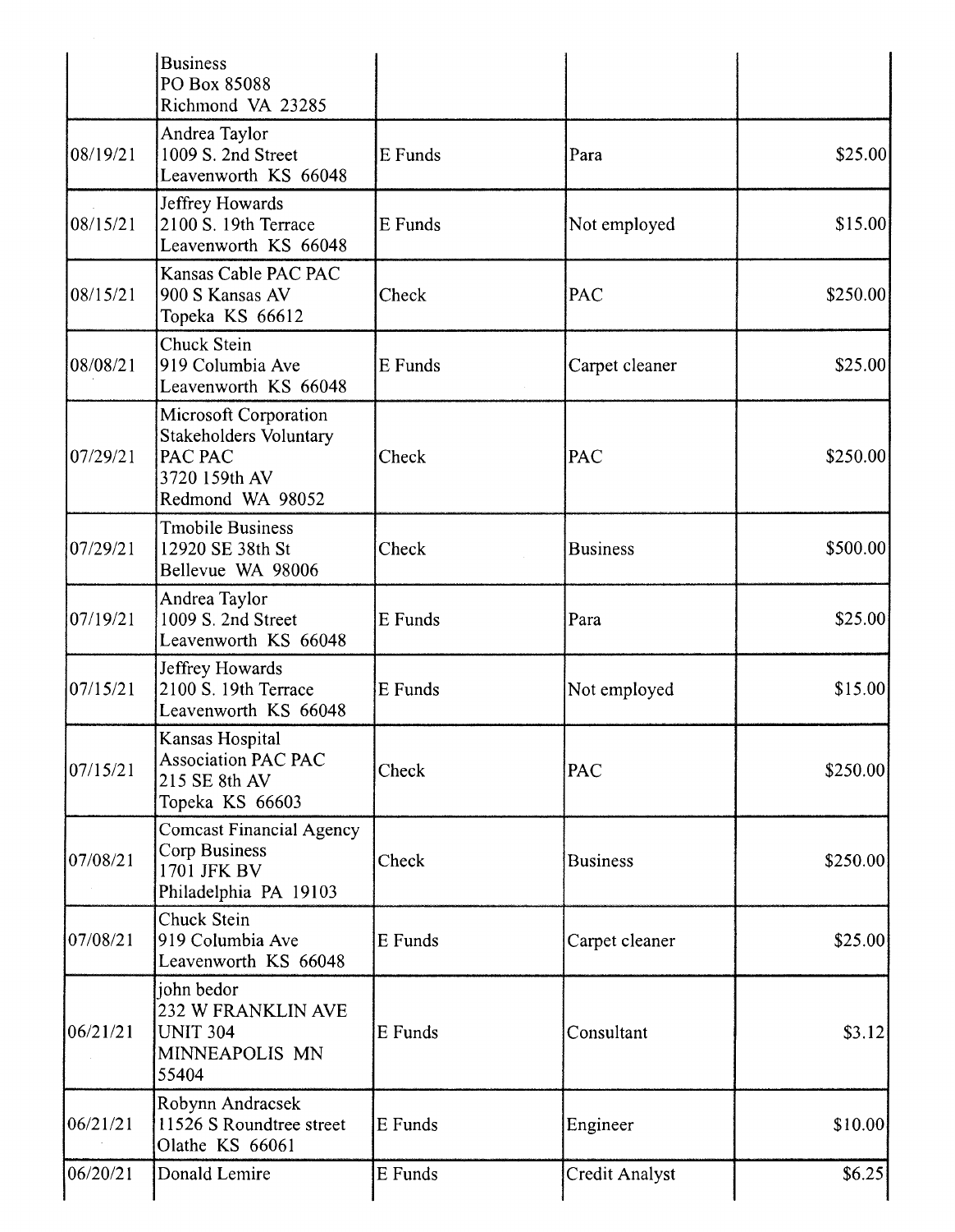| | | | | |
|---|---|---|---|---|
| | Business<br>PO Box 85088<br>Richmond VA 23285 | | | |
| 08/19/21 | Andrea Taylor<br>1009 S. 2nd Street<br>Leavenworth KS 66048 | E Funds | Para | $25.00 |
| 08/15/21 | Jeffrey Howards<br>2100 S. 19th Terrace<br>Leavenworth KS 66048 | E Funds | Not employed | $15.00 |
| 08/15/21 | Kansas Cable PAC PAC<br>900 S Kansas AV<br>Topeka KS 66612 | Check | PAC | $250.00 |
| 08/08/21 | Chuck Stein<br>919 Columbia Ave<br>Leavenworth KS 66048 | E Funds | Carpet cleaner | $25.00 |
| 07/29/21 | Microsoft Corporation<br>Stakeholders Voluntary<br>PAC PAC<br>3720 159th AV<br>Redmond WA 98052 | Check | PAC | $250.00 |
| 07/29/21 | Tmobile Business<br>12920 SE 38th St<br>Bellevue WA 98006 | Check | Business | $500.00 |
| 07/19/21 | Andrea Taylor<br>1009 S. 2nd Street<br>Leavenworth KS 66048 | E Funds | Para | $25.00 |
| 07/15/21 | Jeffrey Howards<br>2100 S. 19th Terrace<br>Leavenworth KS 66048 | E Funds | Not employed | $15.00 |
| 07/15/21 | Kansas Hospital<br>Association PAC PAC<br>215 SE 8th AV<br>Topeka KS 66603 | Check | PAC | $250.00 |
| 07/08/21 | Comcast Financial Agency<br>Corp Business<br>1701 JFK BV<br>Philadelphia PA 19103 | Check | Business | $250.00 |
| 07/08/21 | Chuck Stein<br>919 Columbia Ave<br>Leavenworth KS 66048 | E Funds | Carpet cleaner | $25.00 |
| 06/21/21 | john bedor<br>232 W FRANKLIN AVE<br>UNIT 304<br>MINNEAPOLIS MN<br>55404 | E Funds | Consultant | $3.12 |
| 06/21/21 | Robynn Andracsek<br>11526 S Roundtree street<br>Olathe KS 66061 | E Funds | Engineer | $10.00 |
| 06/20/21 | Donald Lemire | E Funds | Credit Analyst | $6.25 |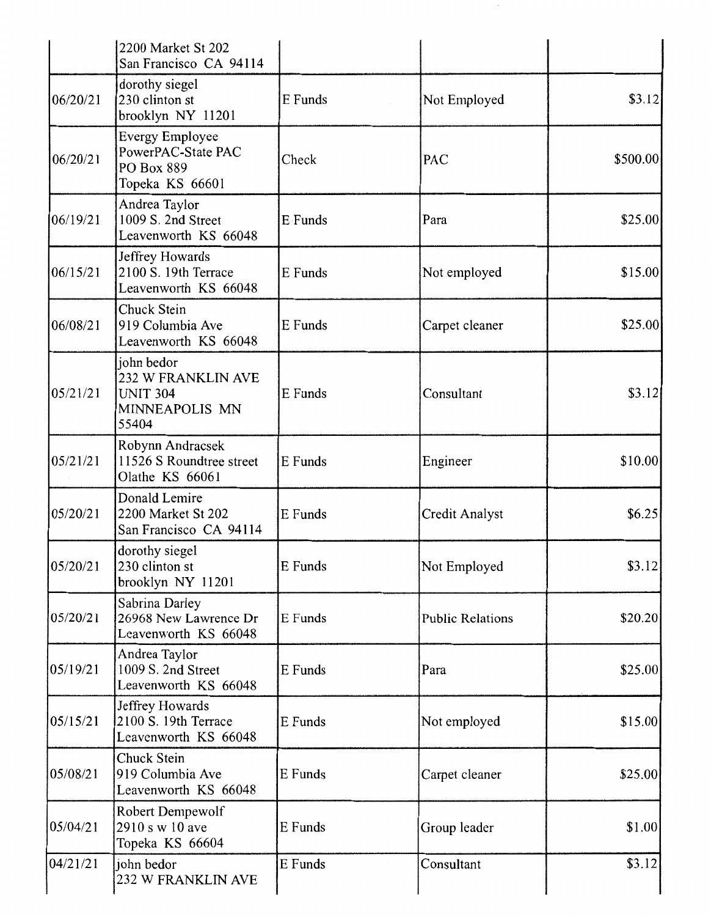| | | | | |
|---|---|---|---|---|
| | 2200 Market St 202<br>San Francisco CA 94114 | | | |
| 06/20/21 | dorothy siegel<br>230 clinton st<br>brooklyn NY 11201 | E Funds | Not Employed | $3.12 |
| 06/20/21 | Evergy Employee<br>PowerPAC-State PAC<br>PO Box 889<br>Topeka KS 66601 | Check | PAC | $500.00 |
| 06/19/21 | Andrea Taylor<br>1009 S. 2nd Street<br>Leavenworth KS 66048 | E Funds | Para | $25.00 |
| 06/15/21 | Jeffrey Howards<br>2100 S. 19th Terrace<br>Leavenworth KS 66048 | E Funds | Not employed | $15.00 |
| 06/08/21 | Chuck Stein<br>919 Columbia Ave<br>Leavenworth KS 66048 | E Funds | Carpet cleaner | $25.00 |
| 05/21/21 | john bedor<br>232 W FRANKLIN AVE<br>UNIT 304<br>MINNEAPOLIS MN<br>55404 | E Funds | Consultant | $3.12 |
| 05/21/21 | Robynn Andracsek<br>11526 S Roundtree street<br>Olathe KS 66061 | E Funds | Engineer | $10.00 |
| 05/20/21 | Donald Lemire<br>2200 Market St 202<br>San Francisco CA 94114 | E Funds | Credit Analyst | $6.25 |
| 05/20/21 | dorothy siegel<br>230 clinton st<br>brooklyn NY 11201 | E Funds | Not Employed | $3.12 |
| 05/20/21 | Sabrina Darley<br>26968 New Lawrence Dr<br>Leavenworth KS 66048 | E Funds | Public Relations | $20.20 |
| 05/19/21 | Andrea Taylor<br>1009 S. 2nd Street<br>Leavenworth KS 66048 | E Funds | Para | $25.00 |
| 05/15/21 | Jeffrey Howards<br>2100 S. 19th Terrace<br>Leavenworth KS 66048 | E Funds | Not employed | $15.00 |
| 05/08/21 | Chuck Stein<br>919 Columbia Ave<br>Leavenworth KS 66048 | E Funds | Carpet cleaner | $25.00 |
| 05/04/21 | Robert Dempewolf<br>2910 s w 10 ave<br>Topeka KS 66604 | E Funds | Group leader | $1.00 |
| 04/21/21 | john bedor<br>232 W FRANKLIN AVE | E Funds | Consultant | $3.12 |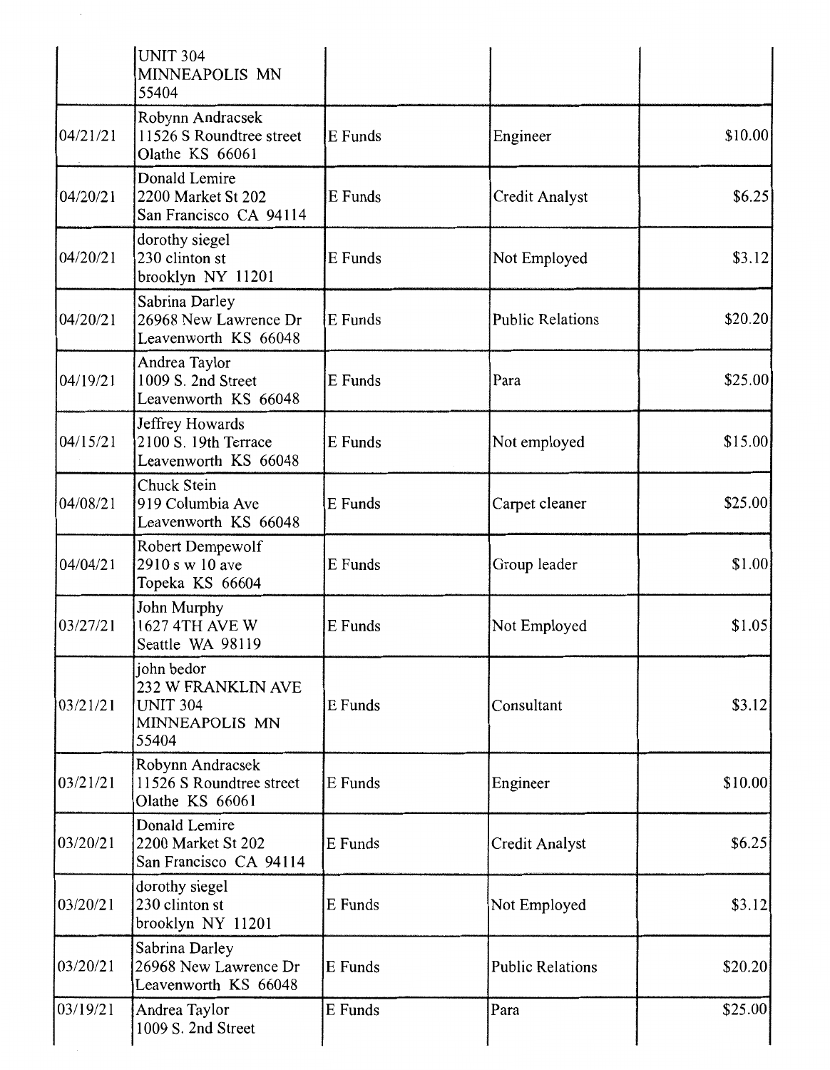| | | | | |
|---|---|---|---|---|
| | UNIT 304<br>MINNEAPOLIS MN<br>55404 | | | |
| 04/21/21 | Robynn Andracsek<br>11526 S Roundtree street<br>Olathe KS 66061 | E Funds | Engineer | $10.00 |
| 04/20/21 | Donald Lemire<br>2200 Market St 202<br>San Francisco CA 94114 | E Funds | Credit Analyst | $6.25 |
| 04/20/21 | dorothy siegel<br>230 clinton st<br>brooklyn NY 11201 | E Funds | Not Employed | $3.12 |
| 04/20/21 | Sabrina Darley<br>26968 New Lawrence Dr<br>Leavenworth KS 66048 | E Funds | Public Relations | $20.20 |
| 04/19/21 | Andrea Taylor<br>1009 S. 2nd Street<br>Leavenworth KS 66048 | E Funds | Para | $25.00 |
| 04/15/21 | Jeffrey Howards<br>2100 S. 19th Terrace<br>Leavenworth KS 66048 | E Funds | Not employed | $15.00 |
| 04/08/21 | Chuck Stein<br>919 Columbia Ave<br>Leavenworth KS 66048 | E Funds | Carpet cleaner | $25.00 |
| 04/04/21 | Robert Dempewolf<br>2910 s w 10 ave<br>Topeka KS 66604 | E Funds | Group leader | $1.00 |
| 03/27/21 | John Murphy<br>1627 4TH AVE W<br>Seattle WA 98119 | E Funds | Not Employed | $1.05 |
| 03/21/21 | john bedor<br>232 W FRANKLIN AVE<br>UNIT 304<br>MINNEAPOLIS MN<br>55404 | E Funds | Consultant | $3.12 |
| 03/21/21 | Robynn Andracsek<br>11526 S Roundtree street<br>Olathe KS 66061 | E Funds | Engineer | $10.00 |
| 03/20/21 | Donald Lemire<br>2200 Market St 202<br>San Francisco CA 94114 | E Funds | Credit Analyst | $6.25 |
| 03/20/21 | dorothy siegel<br>230 clinton st<br>brooklyn NY 11201 | E Funds | Not Employed | $3.12 |
| 03/20/21 | Sabrina Darley<br>26968 New Lawrence Dr<br>Leavenworth KS 66048 | E Funds | Public Relations | $20.20 |
| 03/19/21 | Andrea Taylor<br>1009 S. 2nd Street | E Funds | Para | $25.00 |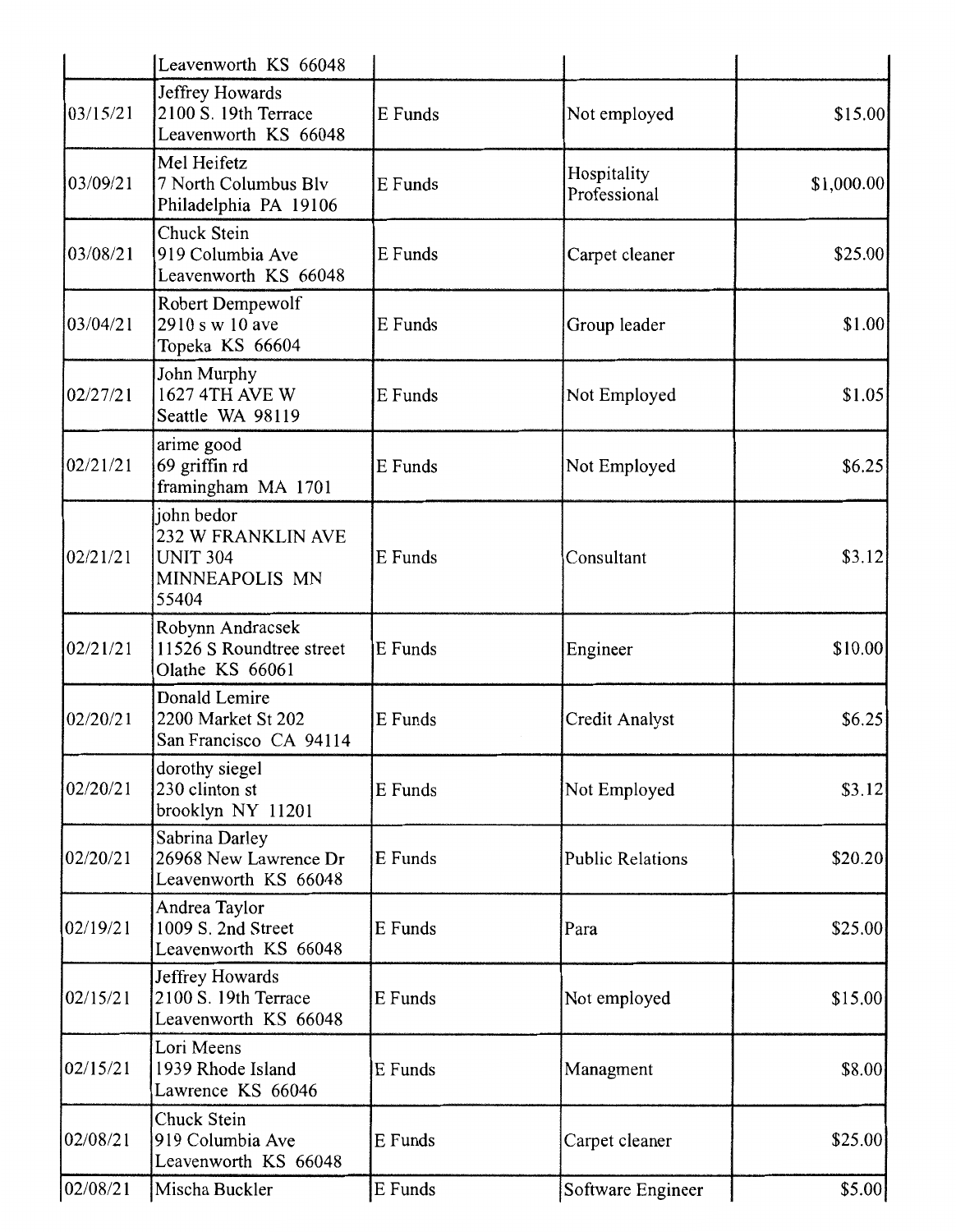| | | | | |
|---|---|---|---|---|
| | Leavenworth KS 66048 | | | |
| 03/15/21 | Jeffrey Howards<br>2100 S. 19th Terrace<br>Leavenworth KS 66048 | E Funds | Not employed | $15.00 |
| 03/09/21 | Mel Heifetz<br>7 North Columbus Blv<br>Philadelphia PA 19106 | E Funds | Hospitality Professional | $1,000.00 |
| 03/08/21 | Chuck Stein<br>919 Columbia Ave<br>Leavenworth KS 66048 | E Funds | Carpet cleaner | $25.00 |
| 03/04/21 | Robert Dempewolf<br>2910 s w 10 ave<br>Topeka KS 66604 | E Funds | Group leader | $1.00 |
| 02/27/21 | John Murphy<br>1627 4TH AVE W<br>Seattle WA 98119 | E Funds | Not Employed | $1.05 |
| 02/21/21 | arime good<br>69 griffin rd<br>framingham MA 1701 | E Funds | Not Employed | $6.25 |
| 02/21/21 | john bedor<br>232 W FRANKLIN AVE<br>UNIT 304<br>MINNEAPOLIS MN<br>55404 | E Funds | Consultant | $3.12 |
| 02/21/21 | Robynn Andracsek<br>11526 S Roundtree street<br>Olathe KS 66061 | E Funds | Engineer | $10.00 |
| 02/20/21 | Donald Lemire<br>2200 Market St 202<br>San Francisco CA 94114 | E Funds | Credit Analyst | $6.25 |
| 02/20/21 | dorothy siegel<br>230 clinton st<br>brooklyn NY 11201 | E Funds | Not Employed | $3.12 |
| 02/20/21 | Sabrina Darley<br>26968 New Lawrence Dr<br>Leavenworth KS 66048 | E Funds | Public Relations | $20.20 |
| 02/19/21 | Andrea Taylor<br>1009 S. 2nd Street<br>Leavenworth KS 66048 | E Funds | Para | $25.00 |
| 02/15/21 | Jeffrey Howards<br>2100 S. 19th Terrace<br>Leavenworth KS 66048 | E Funds | Not employed | $15.00 |
| 02/15/21 | Lori Meens<br>1939 Rhode Island<br>Lawrence KS 66046 | E Funds | Managment | $8.00 |
| 02/08/21 | Chuck Stein<br>919 Columbia Ave<br>Leavenworth KS 66048 | E Funds | Carpet cleaner | $25.00 |
| 02/08/21 | Mischa Buckler | E Funds | Software Engineer | $5.00 |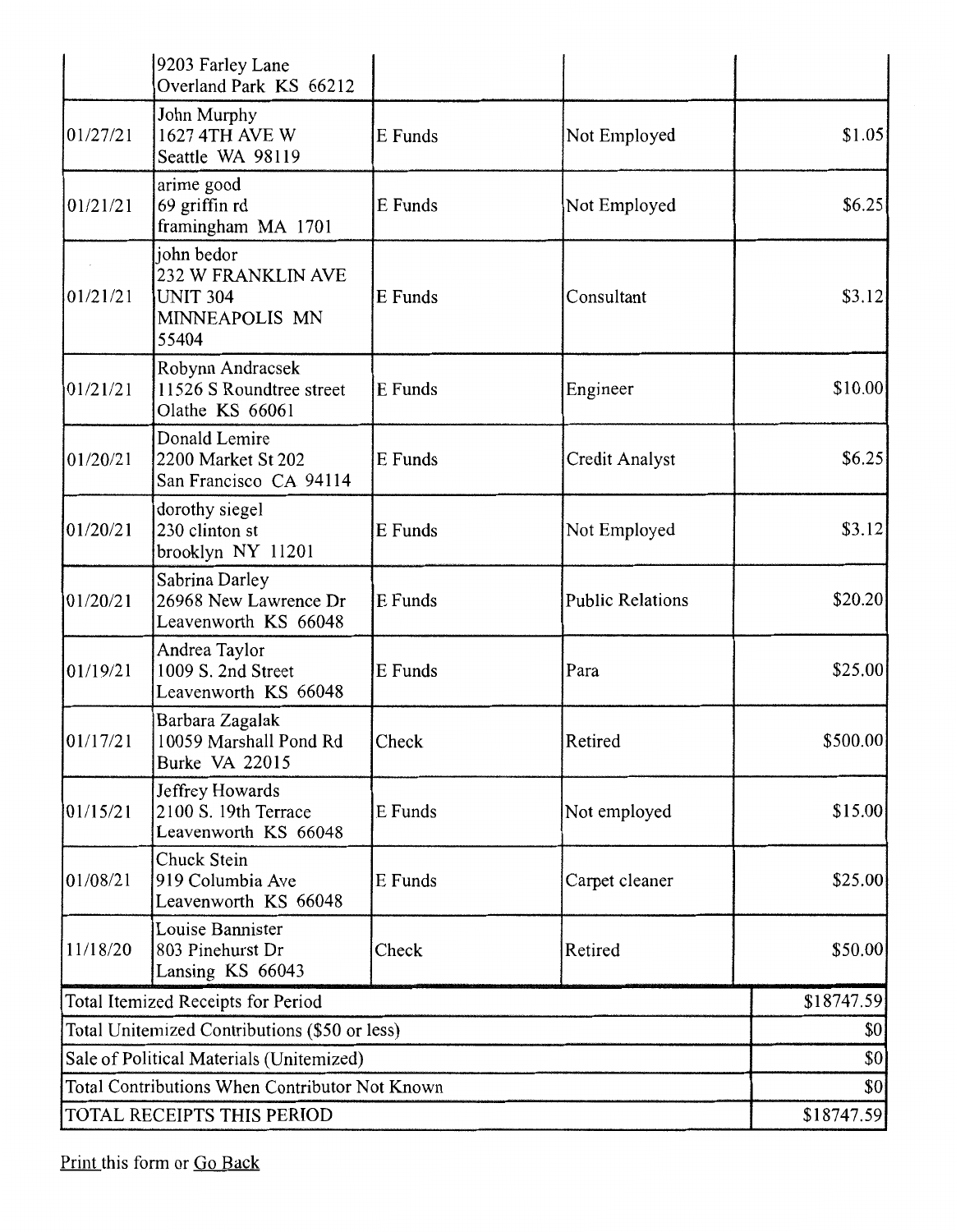| | | | | |
|---|---|---|---|---|
| | 9203 Farley Lane<br>Overland Park KS 66212 | | | |
| 01/27/21 | John Murphy<br>1627 4TH AVE W<br>Seattle WA 98119 | E Funds | Not Employed | $1.05 |
| 01/21/21 | arime good<br>69 griffin rd<br>framingham MA 1701 | E Funds | Not Employed | $6.25 |
| 01/21/21 | john bedor<br>232 W FRANKLIN AVE<br>UNIT 304<br>MINNEAPOLIS MN<br>55404 | E Funds | Consultant | $3.12 |
| 01/21/21 | Robynn Andracsek<br>11526 S Roundtree street<br>Olathe KS 66061 | E Funds | Engineer | $10.00 |
| 01/20/21 | Donald Lemire<br>2200 Market St 202<br>San Francisco CA 94114 | E Funds | Credit Analyst | $6.25 |
| 01/20/21 | dorothy siegel<br>230 clinton st<br>brooklyn NY 11201 | E Funds | Not Employed | $3.12 |
| 01/20/21 | Sabrina Darley<br>26968 New Lawrence Dr<br>Leavenworth KS 66048 | E Funds | Public Relations | $20.20 |
| 01/19/21 | Andrea Taylor<br>1009 S. 2nd Street<br>Leavenworth KS 66048 | E Funds | Para | $25.00 |
| 01/17/21 | Barbara Zagalak<br>10059 Marshall Pond Rd<br>Burke VA 22015 | Check | Retired | $500.00 |
| 01/15/21 | Jeffrey Howards<br>2100 S. 19th Terrace<br>Leavenworth KS 66048 | E Funds | Not employed | $15.00 |
| 01/08/21 | Chuck Stein<br>919 Columbia Ave<br>Leavenworth KS 66048 | E Funds | Carpet cleaner | $25.00 |
| 11/18/20 | Louise Bannister<br>803 Pinehurst Dr<br>Lansing KS 66043 | Check | Retired | $50.00 |
| Total Itemized Receipts for Period | | | | $18747.59 |
| Total Unitemized Contributions ($50 or less) | | | | $0 |
| Sale of Political Materials (Unitemized) | | | | $0 |
| Total Contributions When Contributor Not Known | | | | $0 |
| TOTAL RECEIPTS THIS PERIOD | | | | $18747.59 |

Print this form or Go Back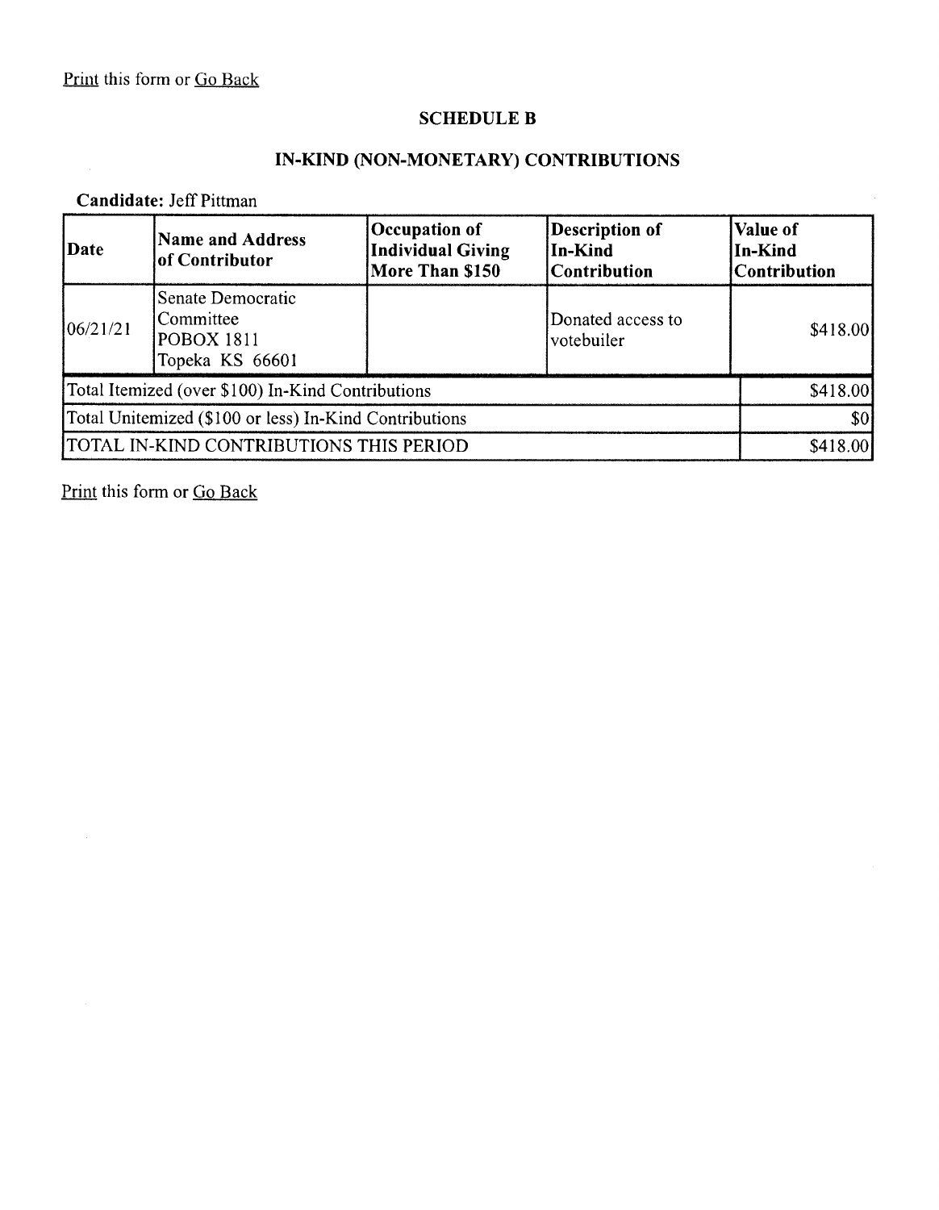Print this form or Go Back

## SCHEDULE B

## IN-KIND (NON-MONETARY) CONTRIBUTIONS

**Candidate:** Jeff Pittman

| Date | Name and Address of Contributor | Occupation of Individual Giving More Than $150 | Description of In-Kind Contribution | Value of In-Kind Contribution |
|---|---|---|---|---|
| 06/21/21 | Senate Democratic Committee POBOX 1811 Topeka KS 66601 | | Donated access to votebuiler | $418.00 |
| Total Itemized (over $100) In-Kind Contributions | | | | $418.00 |
| Total Unitemized ($100 or less) In-Kind Contributions | | | | $0 |
| TOTAL IN-KIND CONTRIBUTIONS THIS PERIOD | | | | $418.00 |

Print this form or Go Back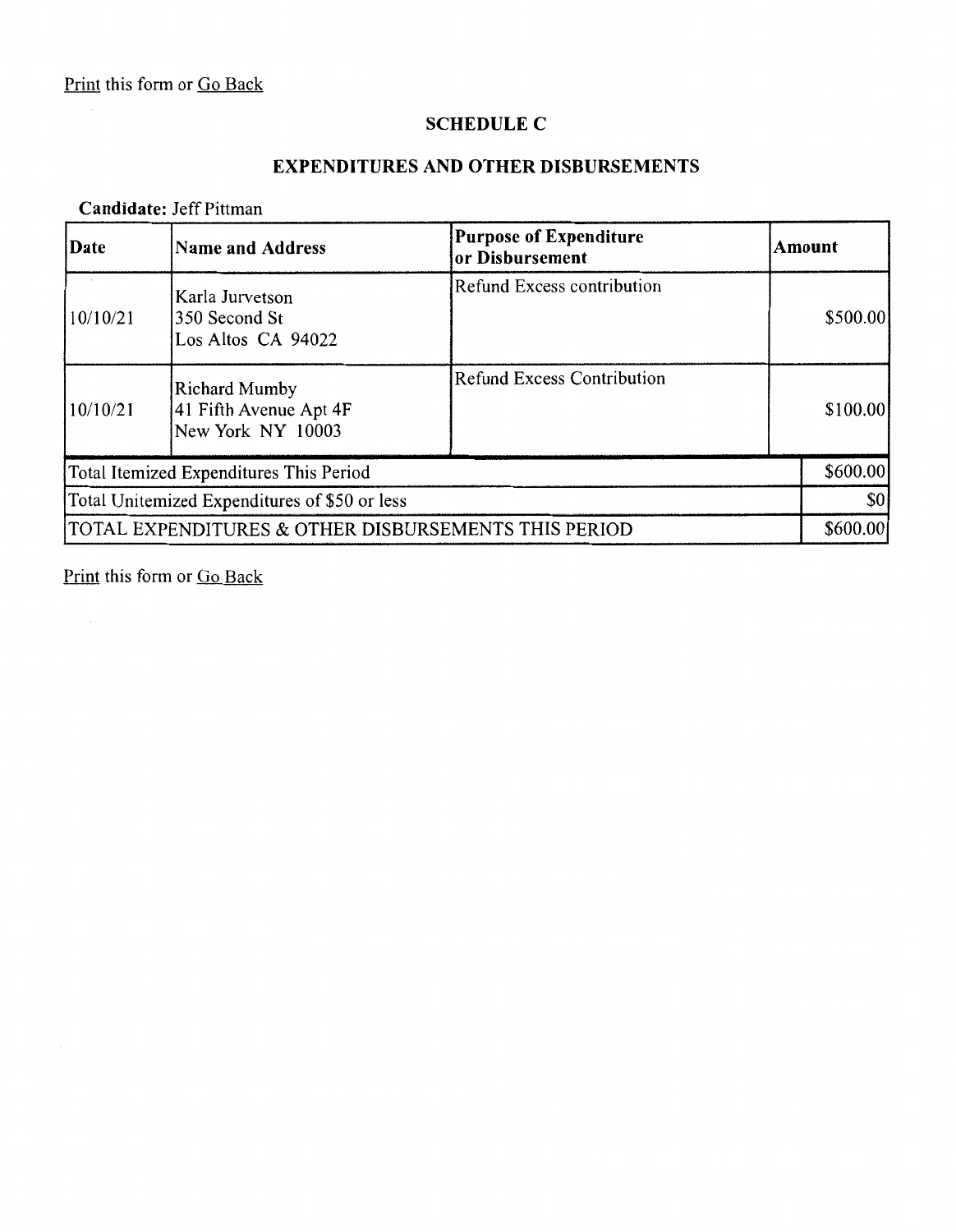Print this form or Go Back

## SCHEDULE C

## EXPENDITURES AND OTHER DISBURSEMENTS

**Candidate:** Jeff Pittman

| Date | Name and Address | Purpose of Expenditure or Disbursement | Amount |
|---|---|---|---|
| 10/10/21 | Karla Jurvetson<br>350 Second St<br>Los Altos CA 94022 | Refund Excess contribution | $500.00 |
| 10/10/21 | Richard Mumby<br>41 Fifth Avenue Apt 4F<br>New York NY 10003 | Refund Excess Contribution | $100.00 |
| Total Itemized Expenditures This Period | | | $600.00 |
| Total Unitemized Expenditures of $50 or less | | | $0 |
| TOTAL EXPENDITURES & OTHER DISBURSEMENTS THIS PERIOD | | | $600.00 |

Print this form or Go Back